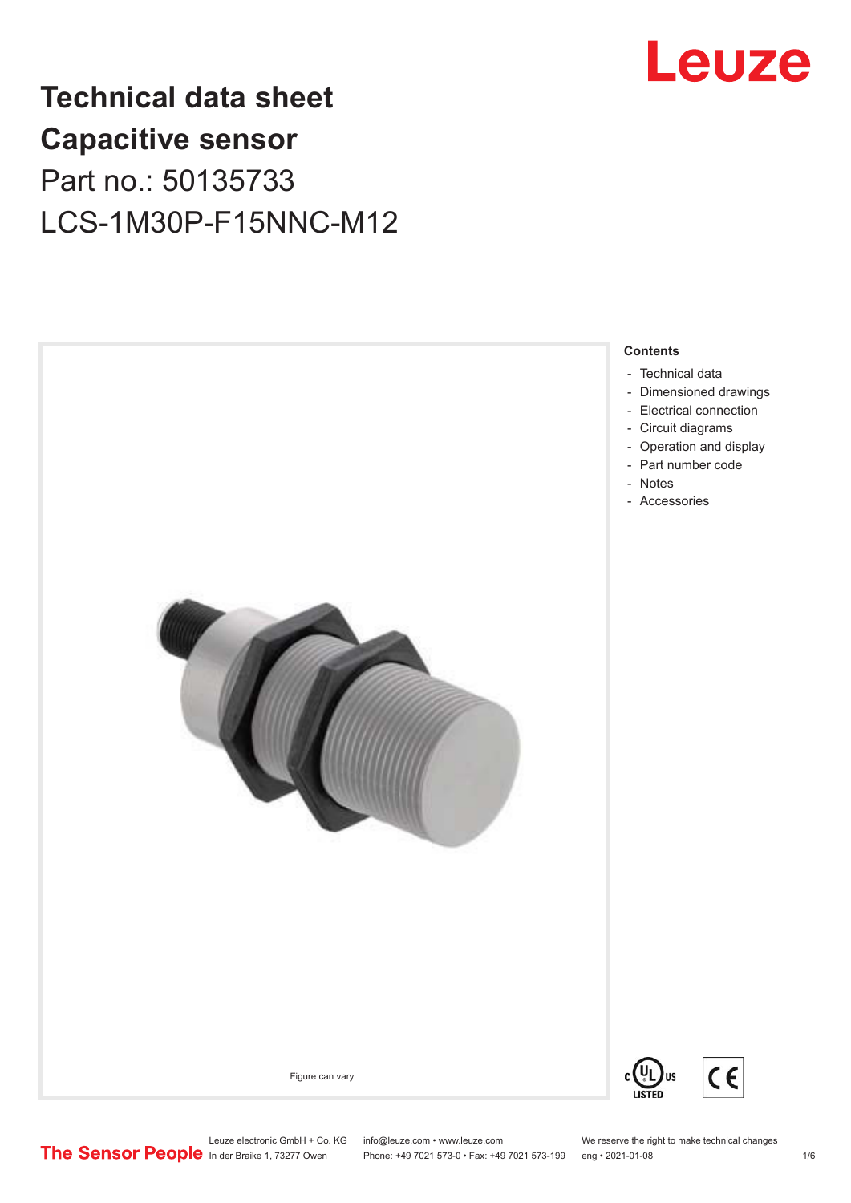# Technical data sheet
# Capacitive sensor

Part no.: 50135733

LCS-1M30P-F15NNC-M12

Figure can vary

## Contents

- Technical data
- Dimensioned drawings
- Electrical connection
- Circuit diagrams
- Operation and display
- Part number code
- Notes
- Accessories

Leuze electronic GmbH + Co. KG
In der Braike 1, 73277 Owen

info@leuze.com • www.leuze.com
Phone: +49 7021 573-0 • Fax: +49 7021 573-199

We reserve the right to make technical changes
eng • 2021-01-08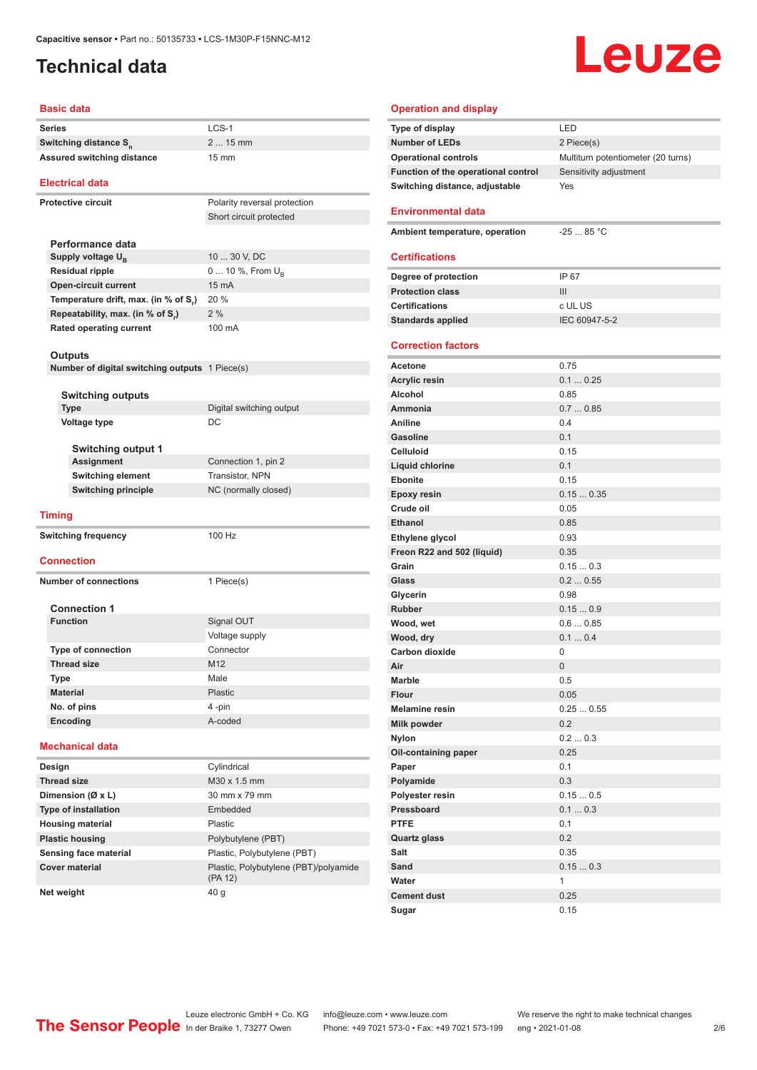# Technical data

## Basic data

| | |
|---|---|
| Series | LCS-1 |
| Switching distance $S_n$ | 2 ... 15 mm |
| Assured switching distance | 15 mm |

## Electrical data

| | |
|---|---|
| Protective circuit | Polarity reversal protection |
| | Short circuit protected |

### Performance data

| | |
|---|---|
| Supply voltage $U_B$ | 10 ... 30 V, DC |
| Residual ripple | 0 ... 10 %, From $U_B$ |
| Open-circuit current | 15 mA |
| Temperature drift, max. (in % of $S_r$) | 20 % |
| Repeatability, max. (in % of $S_r$) | 2 % |
| Rated operating current | 100 mA |

### Outputs

| | |
|---|---|
| Number of digital switching outputs | 1 Piece(s) |

#### Switching outputs

| | |
|---|---|
| Type | Digital switching output |
| Voltage type | DC |

##### Switching output 1

| | |
|---|---|
| Assignment | Connection 1, pin 2 |
| Switching element | Transistor, NPN |
| Switching principle | NC (normally closed) |

## Timing

| | |
|---|---|
| Switching frequency | 100 Hz |

## Connection

| | |
|---|---|
| Number of connections | 1 Piece(s) |

### Connection 1

| | |
|---|---|
| Function | Signal OUT |
| | Voltage supply |
| Type of connection | Connector |
| Thread size | M12 |
| Type | Male |
| Material | Plastic |
| No. of pins | 4 -pin |
| Encoding | A-coded |

## Mechanical data

| | |
|---|---|
| Design | Cylindrical |
| Thread size | M30 x 1.5 mm |
| Dimension (Ø x L) | 30 mm x 79 mm |
| Type of installation | Embedded |
| Housing material | Plastic |
| Plastic housing | Polybutylene (PBT) |
| Sensing face material | Plastic, Polybutylene (PBT) |
| Cover material | Plastic, Polybutylene (PBT)/polyamide (PA 12) |
| Net weight | 40 g |

## Operation and display

| | |
|---|---|
| Type of display | LED |
| Number of LEDs | 2 Piece(s) |
| Operational controls | Multiturn potentiometer (20 turns) |
| Function of the operational control | Sensitivity adjustment |
| Switching distance, adjustable | Yes |

## Environmental data

| | |
|---|---|
| Ambient temperature, operation | -25 ... 85 °C |

## Certifications

| | |
|---|---|
| Degree of protection | IP 67 |
| Protection class | III |
| Certifications | c UL US |
| Standards applied | IEC 60947-5-2 |

## Correction factors

| | |
|---|---|
| Acetone | 0.75 |
| Acrylic resin | 0.1 ... 0.25 |
| Alcohol | 0.85 |
| Ammonia | 0.7 ... 0.85 |
| Aniline | 0.4 |
| Gasoline | 0.1 |
| Celluloid | 0.15 |
| Liquid chlorine | 0.1 |
| Ebonite | 0.15 |
| Epoxy resin | 0.15 ... 0.35 |
| Crude oil | 0.05 |
| Ethanol | 0.85 |
| Ethylene glycol | 0.93 |
| Freon R22 and 502 (liquid) | 0.35 |
| Grain | 0.15 ... 0.3 |
| Glass | 0.2 ... 0.55 |
| Glycerin | 0.98 |
| Rubber | 0.15 ... 0.9 |
| Wood, wet | 0.6 ... 0.85 |
| Wood, dry | 0.1 ... 0.4 |
| Carbon dioxide | 0 |
| Air | 0 |
| Marble | 0.5 |
| Flour | 0.05 |
| Melamine resin | 0.25 ... 0.55 |
| Milk powder | 0.2 |
| Nylon | 0.2 ... 0.3 |
| Oil-containing paper | 0.25 |
| Paper | 0.1 |
| Polyamide | 0.3 |
| Polyester resin | 0.15 ... 0.5 |
| Pressboard | 0.1 ... 0.3 |
| PTFE | 0.1 |
| Quartz glass | 0.2 |
| Salt | 0.35 |
| Sand | 0.15 ... 0.3 |
| Water | 1 |
| Cement dust | 0.25 |
| Sugar | 0.15 |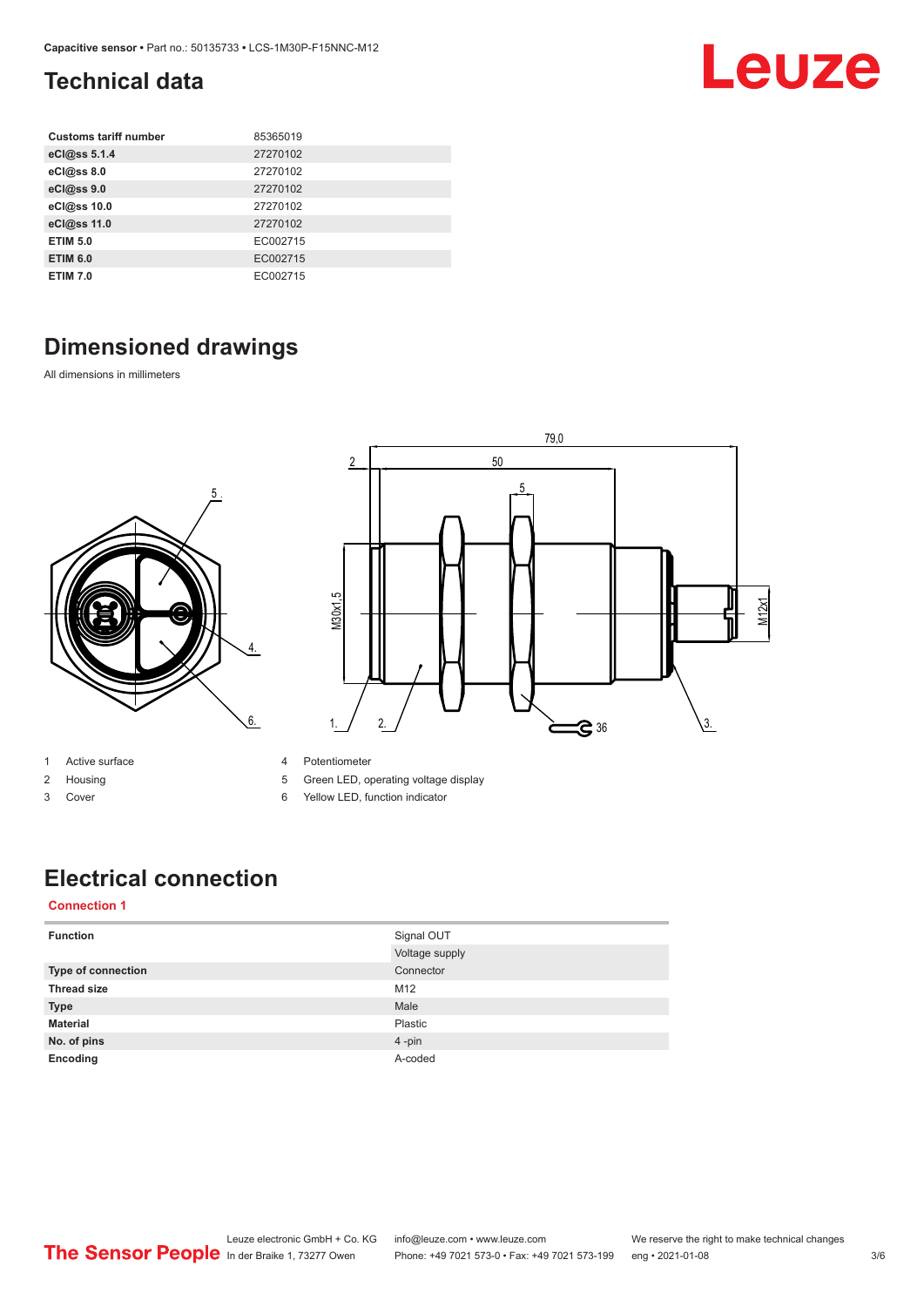## Technical data

| Customs tariff number | 85365019 |
|---|---|
| eCl@ss 5.1.4 | 27270102 |
| eCl@ss 8.0 | 27270102 |
| eCl@ss 9.0 | 27270102 |
| eCl@ss 10.0 | 27270102 |
| eCl@ss 11.0 | 27270102 |
| ETIM 5.0 | EC002715 |
| ETIM 6.0 | EC002715 |
| ETIM 7.0 | EC002715 |

## Dimensioned drawings

All dimensions in millimeters

1 Active surface
2 Housing
3 Cover
4 Potentiometer
5 Green LED, operating voltage display
6 Yellow LED, function indicator

## Electrical connection

### Connection 1

| Function | Signal OUT<br>Voltage supply |
|---|---|
| Type of connection | Connector |
| Thread size | M12 |
| Type | Male |
| Material | Plastic |
| No. of pins | 4 -pin |
| Encoding | A-coded |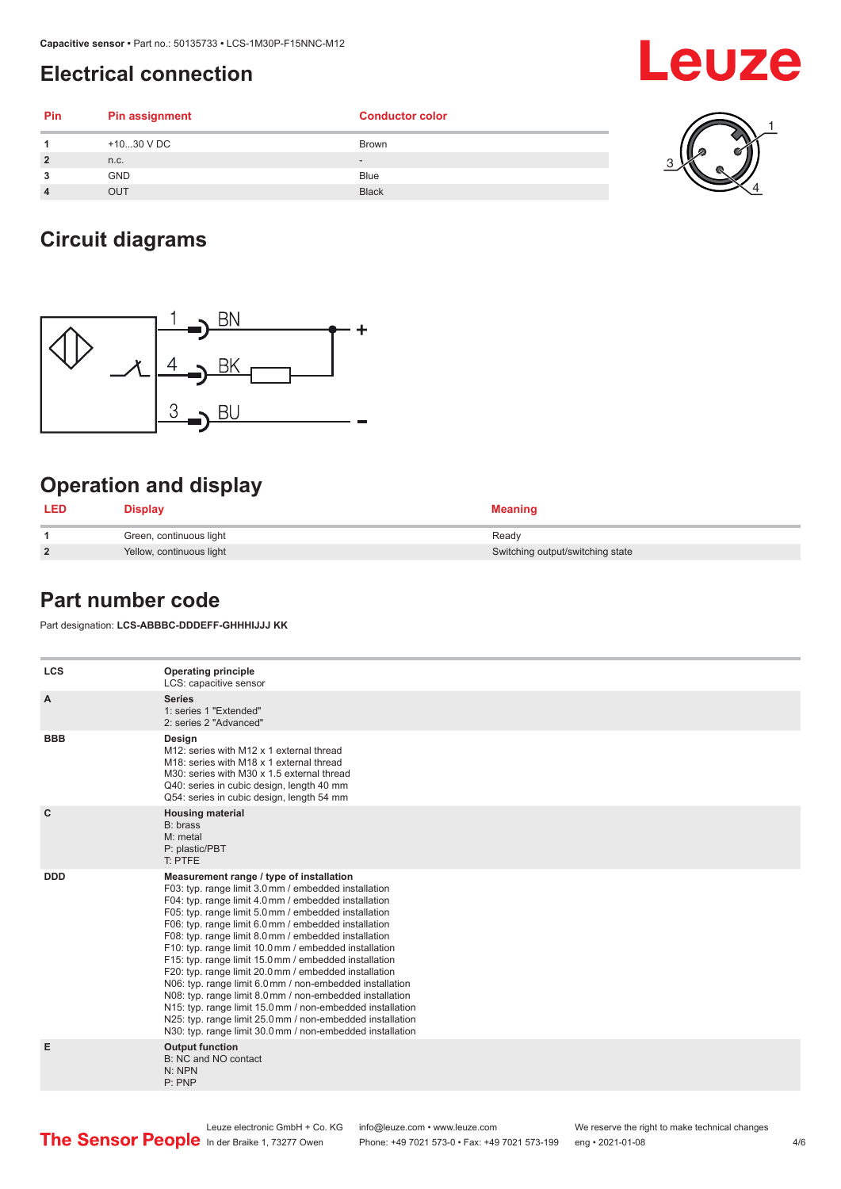## Electrical connection

| Pin | Pin assignment | Conductor color |
|---|---|---|
| 1 | +10...30 V DC | Brown |
| 2 | n.c. | - |
| 3 | GND | Blue |
| 4 | OUT | Black |

## Circuit diagrams

## Operation and display

| LED | Display | Meaning |
|---|---|---|
| 1 | Green, continuous light | Ready |
| 2 | Yellow, continuous light | Switching output/switching state |

## Part number code

Part designation: **LCS-ABBBC-DDDEFF-GHHHIJJJ KK**

| | |
|---|---|
| **LCS** | **Operating principle**<br>LCS: capacitive sensor |
| **A** | **Series**<br>1: series 1 "Extended"<br>2: series 2 "Advanced" |
| **BBB** | **Design**<br>M12: series with M12 x 1 external thread<br>M18: series with M18 x 1 external thread<br>M30: series with M30 x 1.5 external thread<br>Q40: series in cubic design, length 40 mm<br>Q54: series in cubic design, length 54 mm |
| **C** | **Housing material**<br>B: brass<br>M: metal<br>P: plastic/PBT<br>T: PTFE |
| **DDD** | **Measurement range / type of installation**<br>F03: typ. range limit 3.0 mm / embedded installation<br>F04: typ. range limit 4.0 mm / embedded installation<br>F05: typ. range limit 5.0 mm / embedded installation<br>F06: typ. range limit 6.0 mm / embedded installation<br>F08: typ. range limit 8.0 mm / embedded installation<br>F10: typ. range limit 10.0 mm / embedded installation<br>F15: typ. range limit 15.0 mm / embedded installation<br>F20: typ. range limit 20.0 mm / embedded installation<br>N06: typ. range limit 6.0 mm / non-embedded installation<br>N08: typ. range limit 8.0 mm / non-embedded installation<br>N15: typ. range limit 15.0 mm / non-embedded installation<br>N25: typ. range limit 25.0 mm / non-embedded installation<br>N30: typ. range limit 30.0 mm / non-embedded installation |
| **E** | **Output function**<br>B: NC and NO contact<br>N: NPN<br>P: PNP |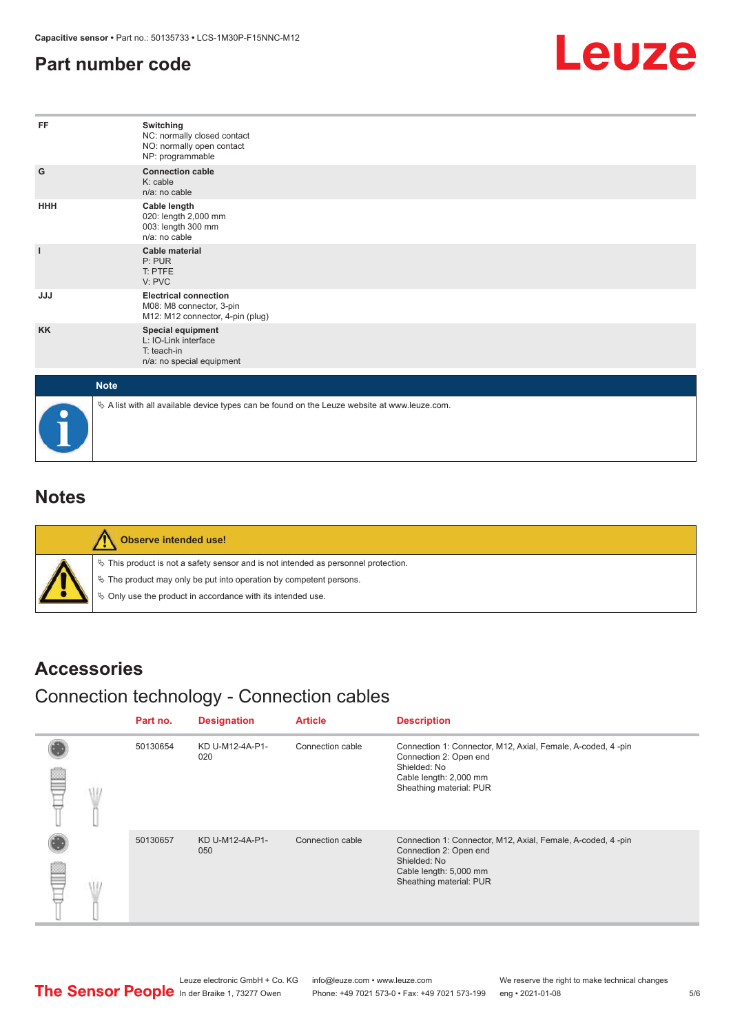# Part number code

| | |
|---|---|
| FF | **Switching**<br>NC: normally closed contact<br>NO: normally open contact<br>NP: programmable |
| G | **Connection cable**<br>K: cable<br>n/a: no cable |
| HHH | **Cable length**<br>020: length 2,000 mm<br>003: length 300 mm<br>n/a: no cable |
| I | **Cable material**<br>P: PUR<br>T: PTFE<br>V: PVC |
| JJJ | **Electrical connection**<br>M08: M8 connector, 3-pin<br>M12: M12 connector, 4-pin (plug) |
| KK | **Special equipment**<br>L: IO-Link interface<br>T: teach-in<br>n/a: no special equipment |

**Note**

- A list with all available device types can be found on the Leuze website at www.leuze.com.

# Notes

**Observe intended use!**

- This product is not a safety sensor and is not intended as personnel protection.
- The product may only be put into operation by competent persons.
- Only use the product in accordance with its intended use.

# Accessories

## Connection technology - Connection cables

| Part no. | Designation | Article | Description |
|---|---|---|---|
| 50130654 | KD U-M12-4A-P1-020 | Connection cable | Connection 1: Connector, M12, Axial, Female, A-coded, 4 -pin<br>Connection 2: Open end<br>Shielded: No<br>Cable length: 2,000 mm<br>Sheathing material: PUR |
| 50130657 | KD U-M12-4A-P1-050 | Connection cable | Connection 1: Connector, M12, Axial, Female, A-coded, 4 -pin<br>Connection 2: Open end<br>Shielded: No<br>Cable length: 5,000 mm<br>Sheathing material: PUR |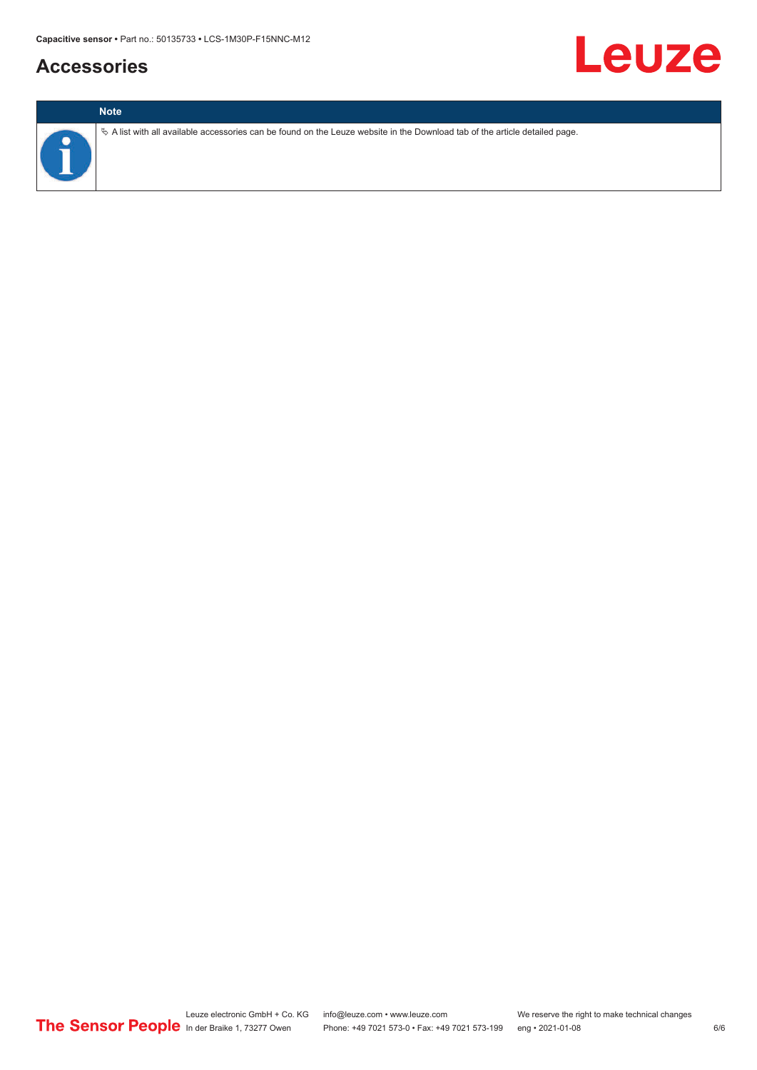## Accessories

| | Note |
|---|---|
| | ✎ A list with all available accessories can be found on the Leuze website in the Download tab of the article detailed page. |